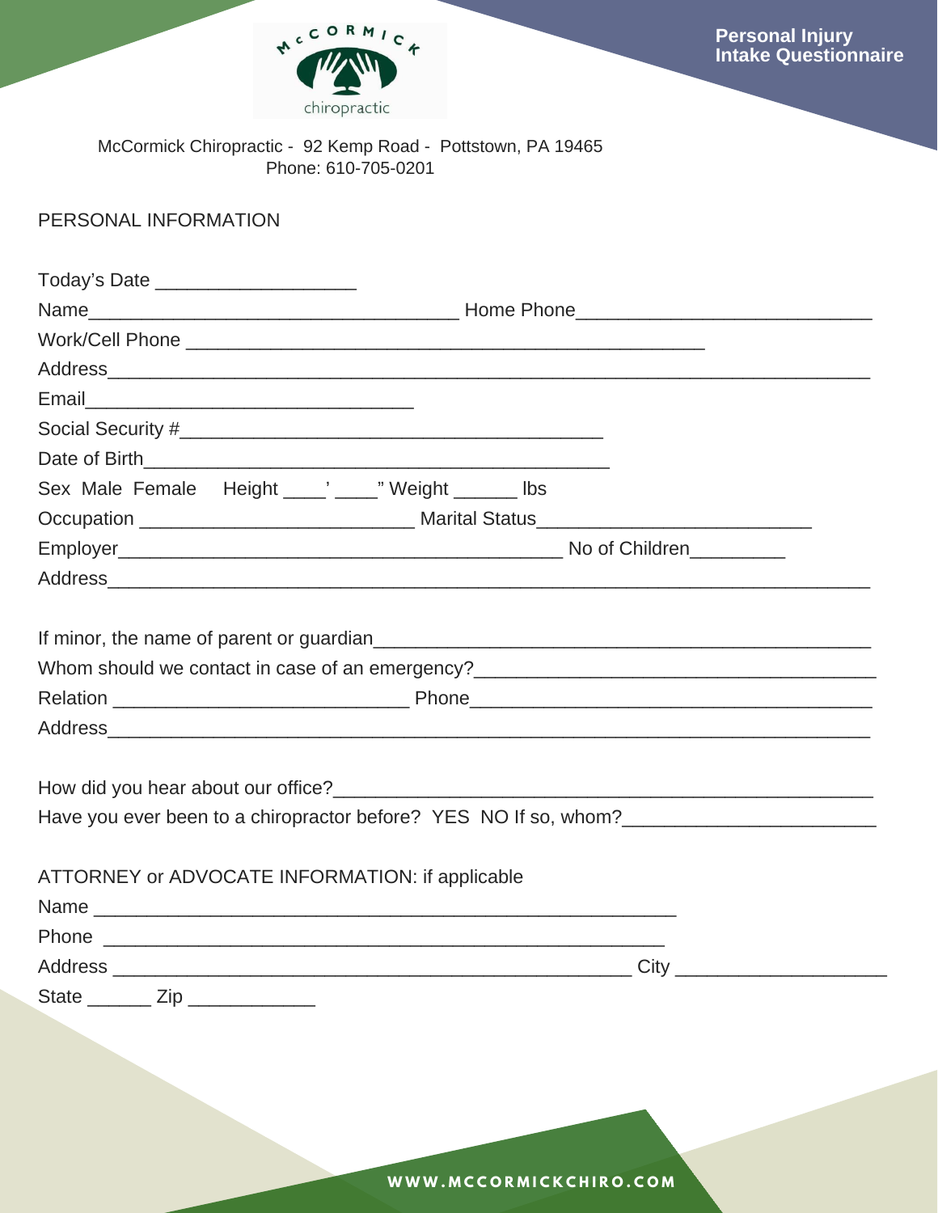McCormick chiropractic

# Personal Injury Intake Questionnaire

McCormick Chiropractic - 92 Kemp Road - Pottstown, PA 19465
Phone: 610-705-0201

## PERSONAL INFORMATION

Today's Date ___________________

Name___________________________________ Home Phone____________________________

Work/Cell Phone __________________________________________________

Address_________________________________________________________________________

Email_______________________________

Social Security #________________________________________

Date of Birth____________________________________________

Sex Male Female Height ____' ____" Weight ______ lbs

Occupation __________________________ Marital Status_________________________

Employer__________________________________________ No of Children_________

Address_________________________________________________________________________

If minor, the name of parent or guardian________________________________________________

Whom should we contact in case of an emergency?______________________________________

Relation ____________________________ Phone_______________________________________

Address_________________________________________________________________________

How did you hear about our office?_________________________________________________

Have you ever been to a chiropractor before? YES NO If so, whom?________________________

## ATTORNEY or ADVOCATE INFORMATION: if applicable

Name _______________________________________________________

Phone ______________________________________________________

Address _________________________________________________ City ___________________

State ______ Zip ____________

WWW.MCCORMICKCHIRO.COM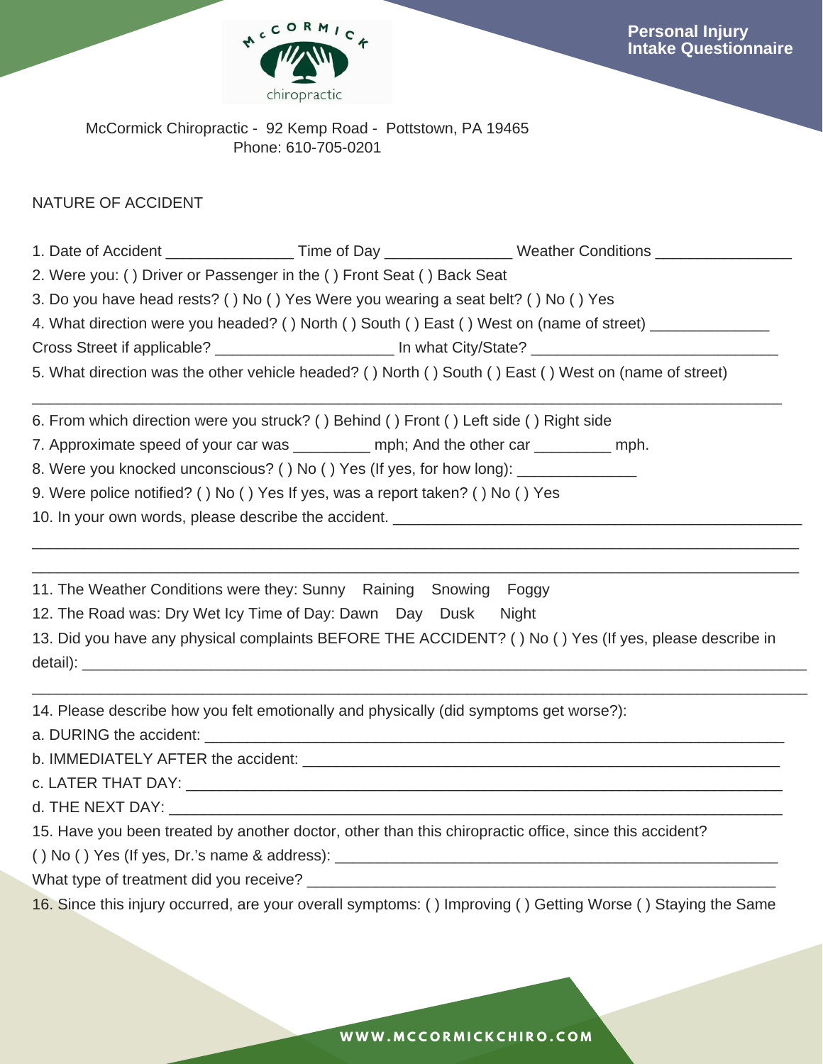# Personal Injury Intake Questionnaire

McCormick Chiropractic - 92 Kemp Road - Pottstown, PA 19465
Phone: 610-705-0201

## NATURE OF ACCIDENT

1. Date of Accident _______________ Time of Day _______________ Weather Conditions ________________
2. Were you: ( ) Driver or Passenger in the ( ) Front Seat ( ) Back Seat
3. Do you have head rests? ( ) No ( ) Yes Were you wearing a seat belt? ( ) No ( ) Yes
4. What direction were you headed? ( ) North ( ) South ( ) East ( ) West on (name of street) ______________
Cross Street if applicable? _____________________ In what City/State? _____________________________
5. What direction was the other vehicle headed? ( ) North ( ) South ( ) East ( ) West on (name of street)
_____________________________________________________________________________________
6. From which direction were you struck? ( ) Behind ( ) Front ( ) Left side ( ) Right side
7. Approximate speed of your car was _________ mph; And the other car _________ mph.
8. Were you knocked unconscious? ( ) No ( ) Yes (If yes, for how long): ______________
9. Were police notified? ( ) No ( ) Yes If yes, was a report taken? ( ) No ( ) Yes
10. In your own words, please describe the accident. _________________________________________________
_____________________________________________________________________________________
_____________________________________________________________________________________
11. The Weather Conditions were they: Sunny Raining Snowing Foggy
12. The Road was: Dry Wet Icy Time of Day: Dawn Day Dusk Night
13. Did you have any physical complaints BEFORE THE ACCIDENT? ( ) No ( ) Yes (If yes, please describe in detail): _________________________________________________________________________________
_____________________________________________________________________________________
14. Please describe how you felt emotionally and physically (did symptoms get worse?):
a. DURING the accident: ____________________________________________________________________
b. IMMEDIATELY AFTER the accident: ________________________________________________________
c. LATER THAT DAY: ______________________________________________________________________
d. THE NEXT DAY: ________________________________________________________________________
15. Have you been treated by another doctor, other than this chiropractic office, since this accident?
( ) No ( ) Yes (If yes, Dr.'s name & address): _______________________________________________________
What type of treatment did you receive? _______________________________________________________
16. Since this injury occurred, are your overall symptoms: ( ) Improving ( ) Getting Worse ( ) Staying the Same

WWW.MCCORMICKCHIRO.COM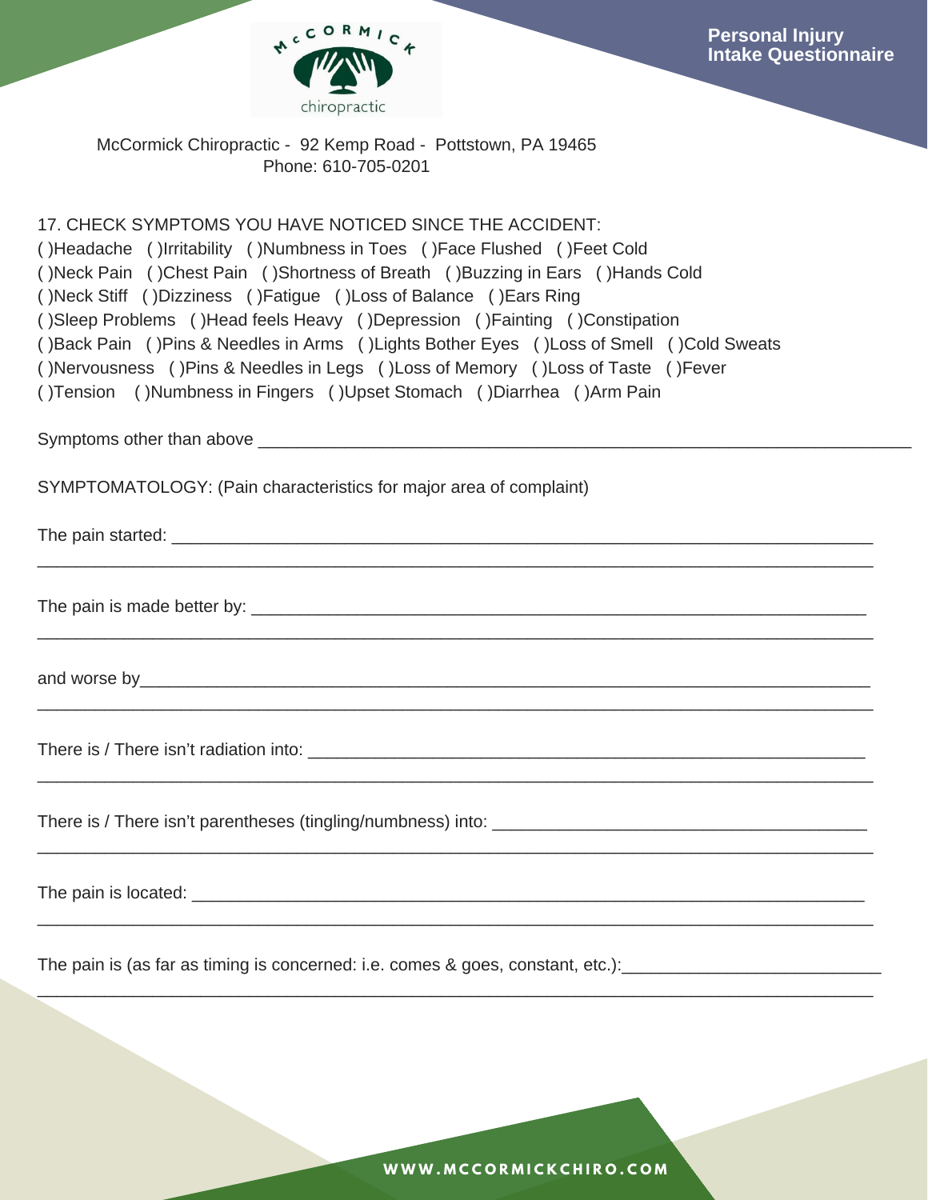**Personal Injury Intake Questionnaire**

McCormick Chiropractic - 92 Kemp Road - Pottstown, PA 19465
Phone: 610-705-0201

17. CHECK SYMPTOMS YOU HAVE NOTICED SINCE THE ACCIDENT:

( )Headache ( )Irritability ( )Numbness in Toes ( )Face Flushed ( )Feet Cold
( )Neck Pain ( )Chest Pain ( )Shortness of Breath ( )Buzzing in Ears ( )Hands Cold
( )Neck Stiff ( )Dizziness ( )Fatigue ( )Loss of Balance ( )Ears Ring
( )Sleep Problems ( )Head feels Heavy ( )Depression ( )Fainting ( )Constipation
( )Back Pain ( )Pins & Needles in Arms ( )Lights Bother Eyes ( )Loss of Smell ( )Cold Sweats
( )Nervousness ( )Pins & Needles in Legs ( )Loss of Memory ( )Loss of Taste ( )Fever
( )Tension ( )Numbness in Fingers ( )Upset Stomach ( )Diarrhea ( )Arm Pain

Symptoms other than above ______________________________________________

SYMPTOMATOLOGY: (Pain characteristics for major area of complaint)

The pain started: ______________________________________________
______________________________________________

The pain is made better by: ______________________________________________
______________________________________________

and worse by______________________________________________
______________________________________________

There is / There isn't radiation into: ______________________________________________
______________________________________________

There is / There isn't parentheses (tingling/numbness) into: ______________________________________________
______________________________________________

The pain is located: ______________________________________________
______________________________________________

The pain is (as far as timing is concerned: i.e. comes & goes, constant, etc.):______________________________
______________________________________________

WWW.MCCORMICKCHIRO.COM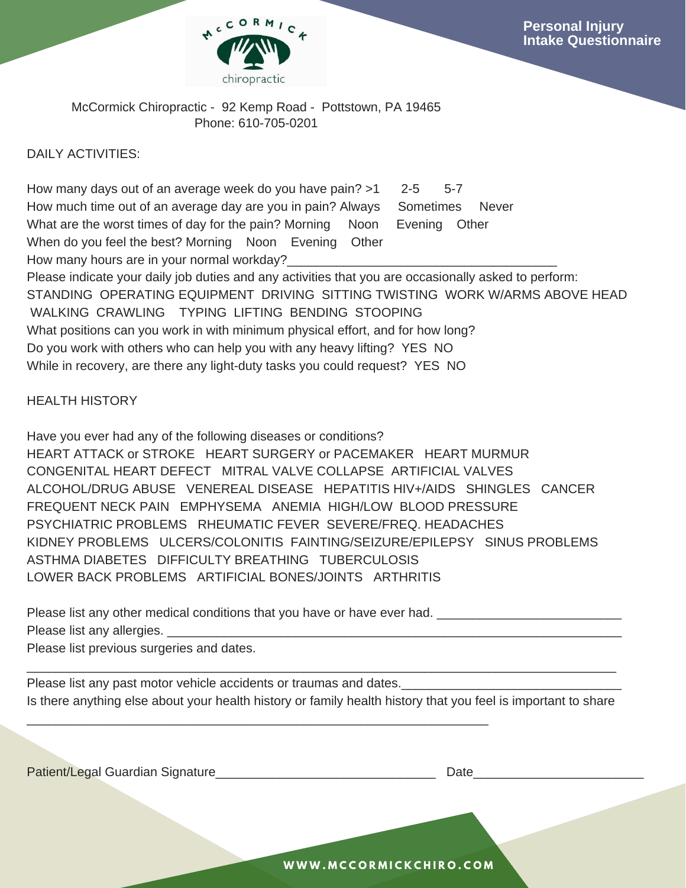**Personal Injury Intake Questionnaire**

McCormick Chiropractic - 92 Kemp Road - Pottstown, PA 19465
Phone: 610-705-0201

## DAILY ACTIVITIES:

How many days out of an average week do you have pain? >1 2-5 5-7
How much time out of an average day are you in pain? Always Sometimes Never
What are the worst times of day for the pain? Morning Noon Evening Other
When do you feel the best? Morning Noon Evening Other
How many hours are in your normal workday?______________________________________
Please indicate your daily job duties and any activities that you are occasionally asked to perform:
STANDING OPERATING EQUIPMENT DRIVING SITTING TWISTING WORK W/ARMS ABOVE HEAD
WALKING CRAWLING TYPING LIFTING BENDING STOOPING
What positions can you work in with minimum physical effort, and for how long?
Do you work with others who can help you with any heavy lifting? YES NO
While in recovery, are there any light-duty tasks you could request? YES NO

## HEALTH HISTORY

Have you ever had any of the following diseases or conditions?
HEART ATTACK or STROKE HEART SURGERY or PACEMAKER HEART MURMUR
CONGENITAL HEART DEFECT MITRAL VALVE COLLAPSE ARTIFICIAL VALVES
ALCOHOL/DRUG ABUSE VENEREAL DISEASE HEPATITIS HIV+/AIDS SHINGLES CANCER
FREQUENT NECK PAIN EMPHYSEMA ANEMIA HIGH/LOW BLOOD PRESSURE
PSYCHIATRIC PROBLEMS RHEUMATIC FEVER SEVERE/FREQ. HEADACHES
KIDNEY PROBLEMS ULCERS/COLONITIS FAINTING/SEIZURE/EPILEPSY SINUS PROBLEMS
ASTHMA DIABETES DIFFICULTY BREATHING TUBERCULOSIS
LOWER BACK PROBLEMS ARTIFICIAL BONES/JOINTS ARTHRITIS

Please list any other medical conditions that you have or have ever had. _________________________
Please list any allergies. _________________________________________________________________
Please list previous surgeries and dates.
_____________________________________________________________________________________
Please list any past motor vehicle accidents or traumas and dates.______________________________
Is there anything else about your health history or family health history that you feel is important to share
_________________________________________________________________

Patient/Legal Guardian Signature________________________________ Date________________________

WWW.MCCORMICKCHIRO.COM